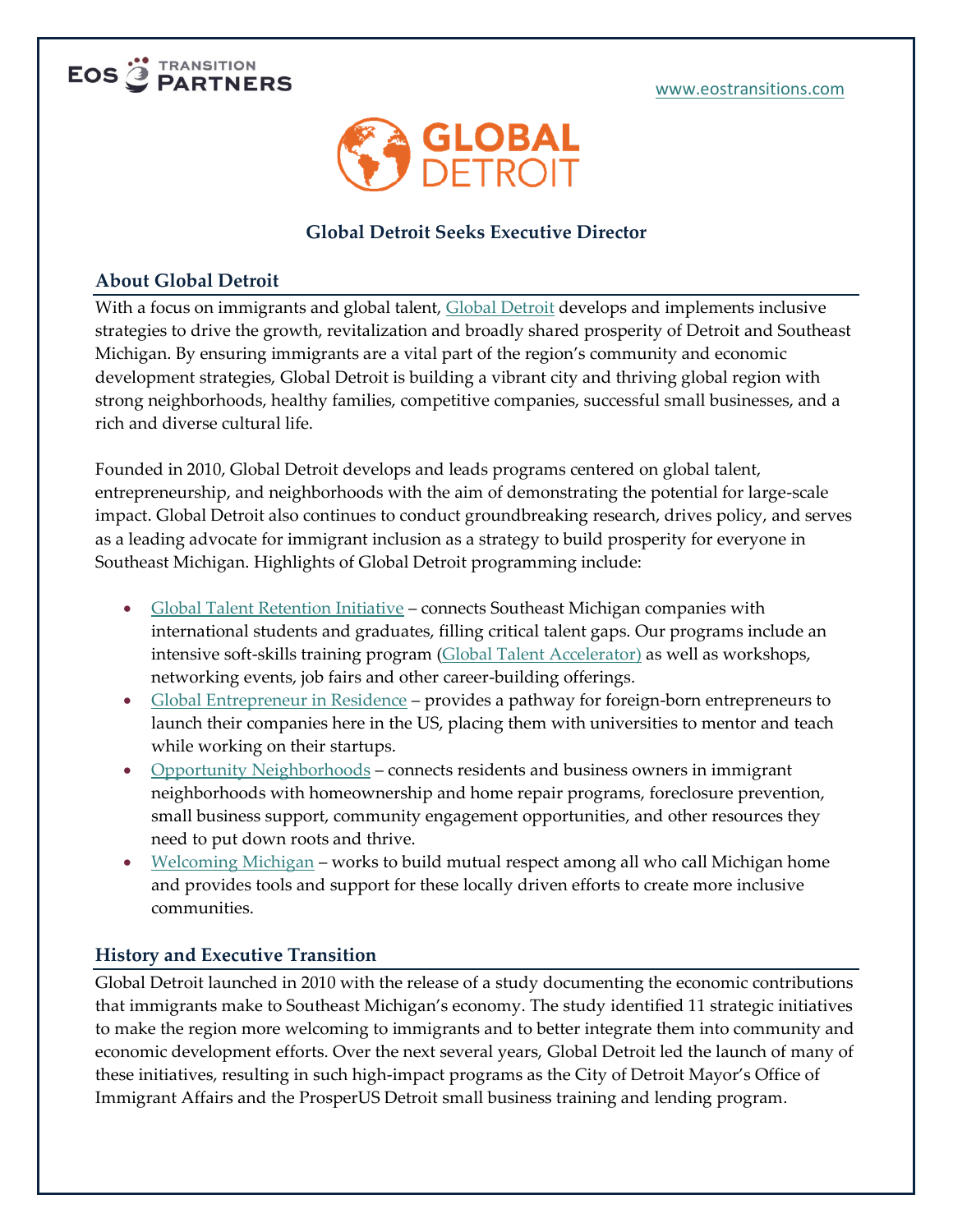EOS TRANSITION PARTNERS

www.eostransitions.com

GLOBAL DETROIT

# Global Detroit Seeks Executive Director

## About Global Detroit

With a focus on immigrants and global talent, Global Detroit develops and implements inclusive strategies to drive the growth, revitalization and broadly shared prosperity of Detroit and Southeast Michigan. By ensuring immigrants are a vital part of the region's community and economic development strategies, Global Detroit is building a vibrant city and thriving global region with strong neighborhoods, healthy families, competitive companies, successful small businesses, and a rich and diverse cultural life.

Founded in 2010, Global Detroit develops and leads programs centered on global talent, entrepreneurship, and neighborhoods with the aim of demonstrating the potential for large-scale impact. Global Detroit also continues to conduct groundbreaking research, drives policy, and serves as a leading advocate for immigrant inclusion as a strategy to build prosperity for everyone in Southeast Michigan. Highlights of Global Detroit programming include:

- Global Talent Retention Initiative – connects Southeast Michigan companies with international students and graduates, filling critical talent gaps. Our programs include an intensive soft-skills training program (Global Talent Accelerator) as well as workshops, networking events, job fairs and other career-building offerings.
- Global Entrepreneur in Residence – provides a pathway for foreign-born entrepreneurs to launch their companies here in the US, placing them with universities to mentor and teach while working on their startups.
- Opportunity Neighborhoods – connects residents and business owners in immigrant neighborhoods with homeownership and home repair programs, foreclosure prevention, small business support, community engagement opportunities, and other resources they need to put down roots and thrive.
- Welcoming Michigan – works to build mutual respect among all who call Michigan home and provides tools and support for these locally driven efforts to create more inclusive communities.

## History and Executive Transition

Global Detroit launched in 2010 with the release of a study documenting the economic contributions that immigrants make to Southeast Michigan's economy. The study identified 11 strategic initiatives to make the region more welcoming to immigrants and to better integrate them into community and economic development efforts. Over the next several years, Global Detroit led the launch of many of these initiatives, resulting in such high-impact programs as the City of Detroit Mayor's Office of Immigrant Affairs and the ProsperUS Detroit small business training and lending program.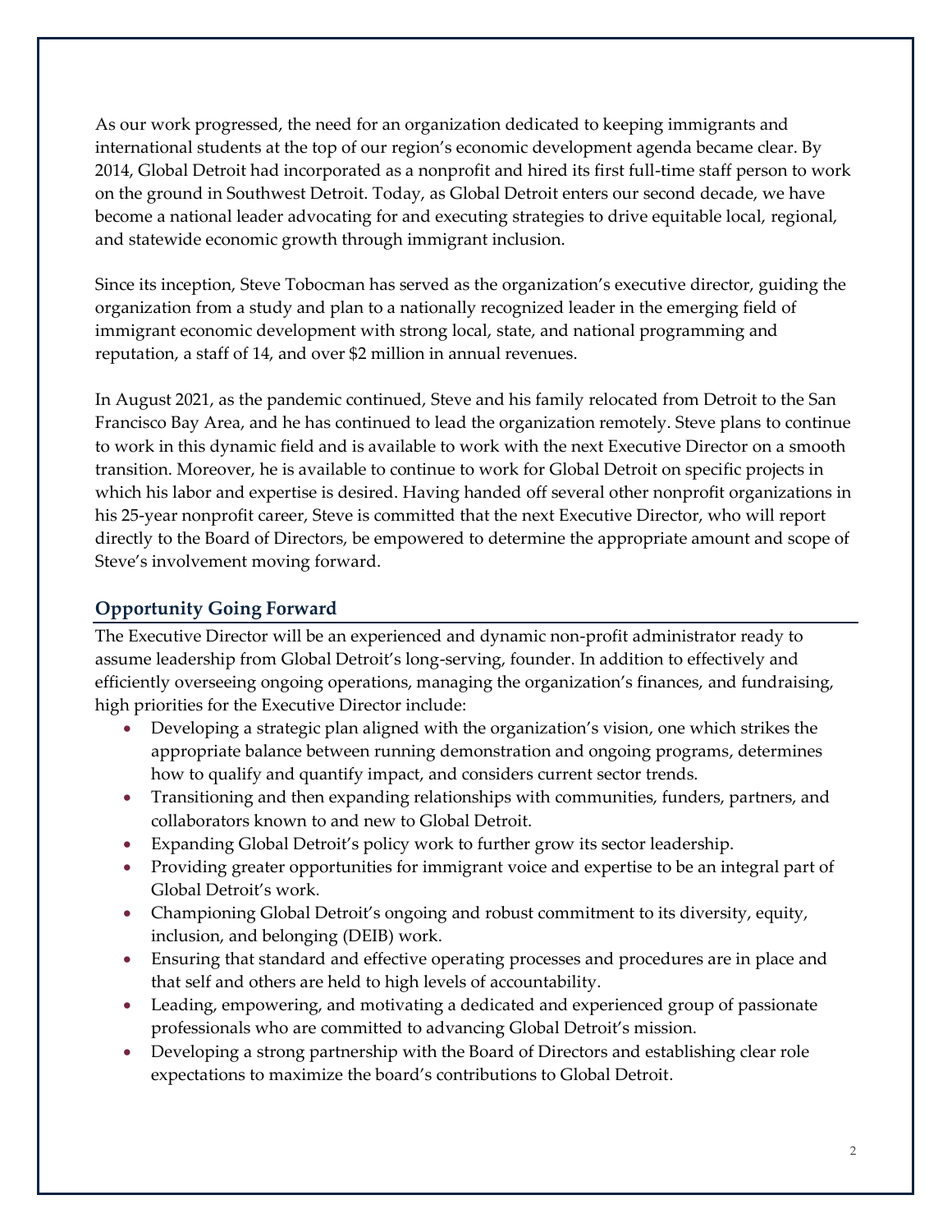As our work progressed, the need for an organization dedicated to keeping immigrants and international students at the top of our region's economic development agenda became clear. By 2014, Global Detroit had incorporated as a nonprofit and hired its first full-time staff person to work on the ground in Southwest Detroit. Today, as Global Detroit enters our second decade, we have become a national leader advocating for and executing strategies to drive equitable local, regional, and statewide economic growth through immigrant inclusion.

Since its inception, Steve Tobocman has served as the organization's executive director, guiding the organization from a study and plan to a nationally recognized leader in the emerging field of immigrant economic development with strong local, state, and national programming and reputation, a staff of 14, and over $2 million in annual revenues.

In August 2021, as the pandemic continued, Steve and his family relocated from Detroit to the San Francisco Bay Area, and he has continued to lead the organization remotely. Steve plans to continue to work in this dynamic field and is available to work with the next Executive Director on a smooth transition. Moreover, he is available to continue to work for Global Detroit on specific projects in which his labor and expertise is desired. Having handed off several other nonprofit organizations in his 25-year nonprofit career, Steve is committed that the next Executive Director, who will report directly to the Board of Directors, be empowered to determine the appropriate amount and scope of Steve's involvement moving forward.

## Opportunity Going Forward

The Executive Director will be an experienced and dynamic non-profit administrator ready to assume leadership from Global Detroit's long-serving, founder. In addition to effectively and efficiently overseeing ongoing operations, managing the organization's finances, and fundraising, high priorities for the Executive Director include:

- Developing a strategic plan aligned with the organization's vision, one which strikes the appropriate balance between running demonstration and ongoing programs, determines how to qualify and quantify impact, and considers current sector trends.
- Transitioning and then expanding relationships with communities, funders, partners, and collaborators known to and new to Global Detroit.
- Expanding Global Detroit's policy work to further grow its sector leadership.
- Providing greater opportunities for immigrant voice and expertise to be an integral part of Global Detroit's work.
- Championing Global Detroit's ongoing and robust commitment to its diversity, equity, inclusion, and belonging (DEIB) work.
- Ensuring that standard and effective operating processes and procedures are in place and that self and others are held to high levels of accountability.
- Leading, empowering, and motivating a dedicated and experienced group of passionate professionals who are committed to advancing Global Detroit's mission.
- Developing a strong partnership with the Board of Directors and establishing clear role expectations to maximize the board's contributions to Global Detroit.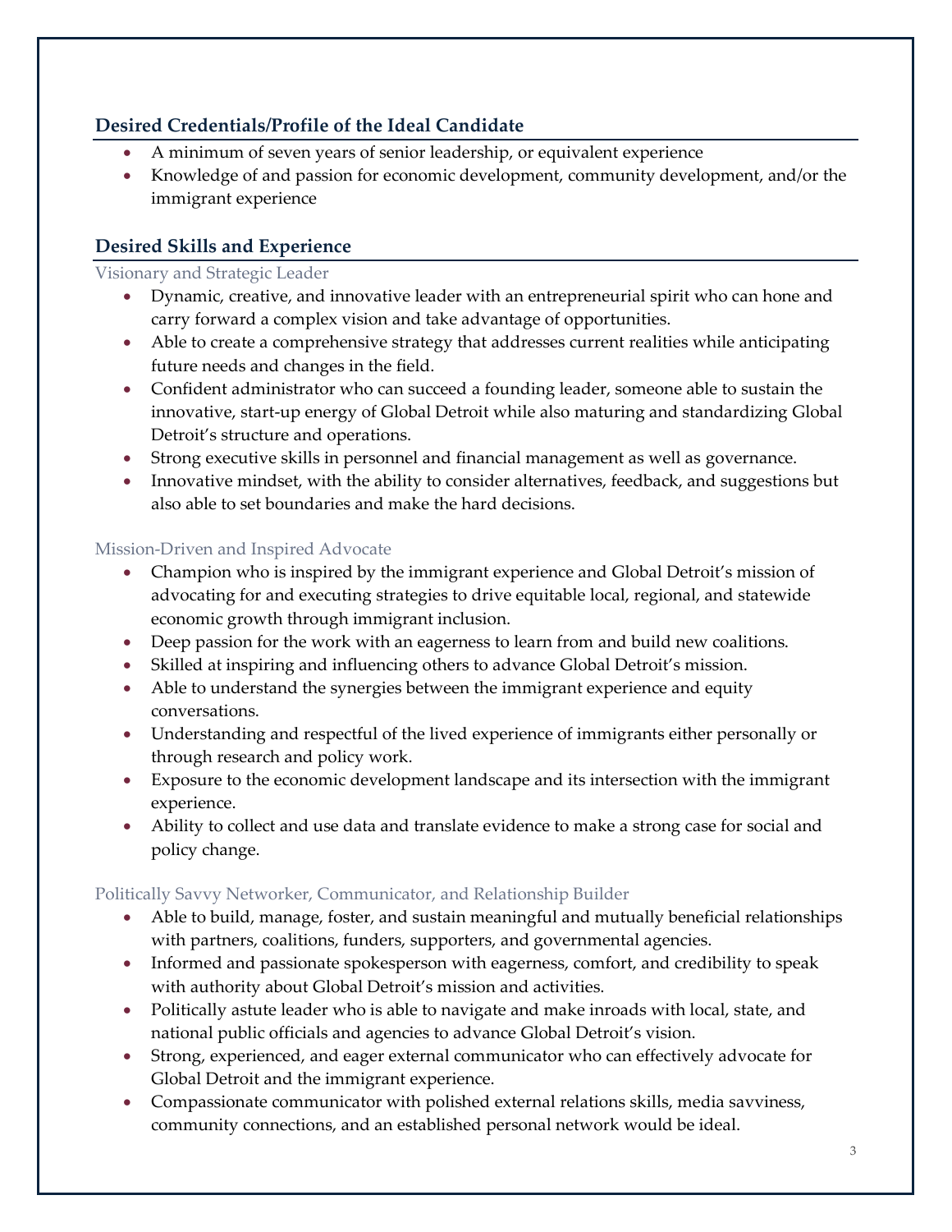## Desired Credentials/Profile of the Ideal Candidate

- A minimum of seven years of senior leadership, or equivalent experience
- Knowledge of and passion for economic development, community development, and/or the immigrant experience

## Desired Skills and Experience

### Visionary and Strategic Leader

- Dynamic, creative, and innovative leader with an entrepreneurial spirit who can hone and carry forward a complex vision and take advantage of opportunities.
- Able to create a comprehensive strategy that addresses current realities while anticipating future needs and changes in the field.
- Confident administrator who can succeed a founding leader, someone able to sustain the innovative, start-up energy of Global Detroit while also maturing and standardizing Global Detroit's structure and operations.
- Strong executive skills in personnel and financial management as well as governance.
- Innovative mindset, with the ability to consider alternatives, feedback, and suggestions but also able to set boundaries and make the hard decisions.

### Mission-Driven and Inspired Advocate

- Champion who is inspired by the immigrant experience and Global Detroit's mission of advocating for and executing strategies to drive equitable local, regional, and statewide economic growth through immigrant inclusion.
- Deep passion for the work with an eagerness to learn from and build new coalitions.
- Skilled at inspiring and influencing others to advance Global Detroit's mission.
- Able to understand the synergies between the immigrant experience and equity conversations.
- Understanding and respectful of the lived experience of immigrants either personally or through research and policy work.
- Exposure to the economic development landscape and its intersection with the immigrant experience.
- Ability to collect and use data and translate evidence to make a strong case for social and policy change.

### Politically Savvy Networker, Communicator, and Relationship Builder

- Able to build, manage, foster, and sustain meaningful and mutually beneficial relationships with partners, coalitions, funders, supporters, and governmental agencies.
- Informed and passionate spokesperson with eagerness, comfort, and credibility to speak with authority about Global Detroit's mission and activities.
- Politically astute leader who is able to navigate and make inroads with local, state, and national public officials and agencies to advance Global Detroit's vision.
- Strong, experienced, and eager external communicator who can effectively advocate for Global Detroit and the immigrant experience.
- Compassionate communicator with polished external relations skills, media savviness, community connections, and an established personal network would be ideal.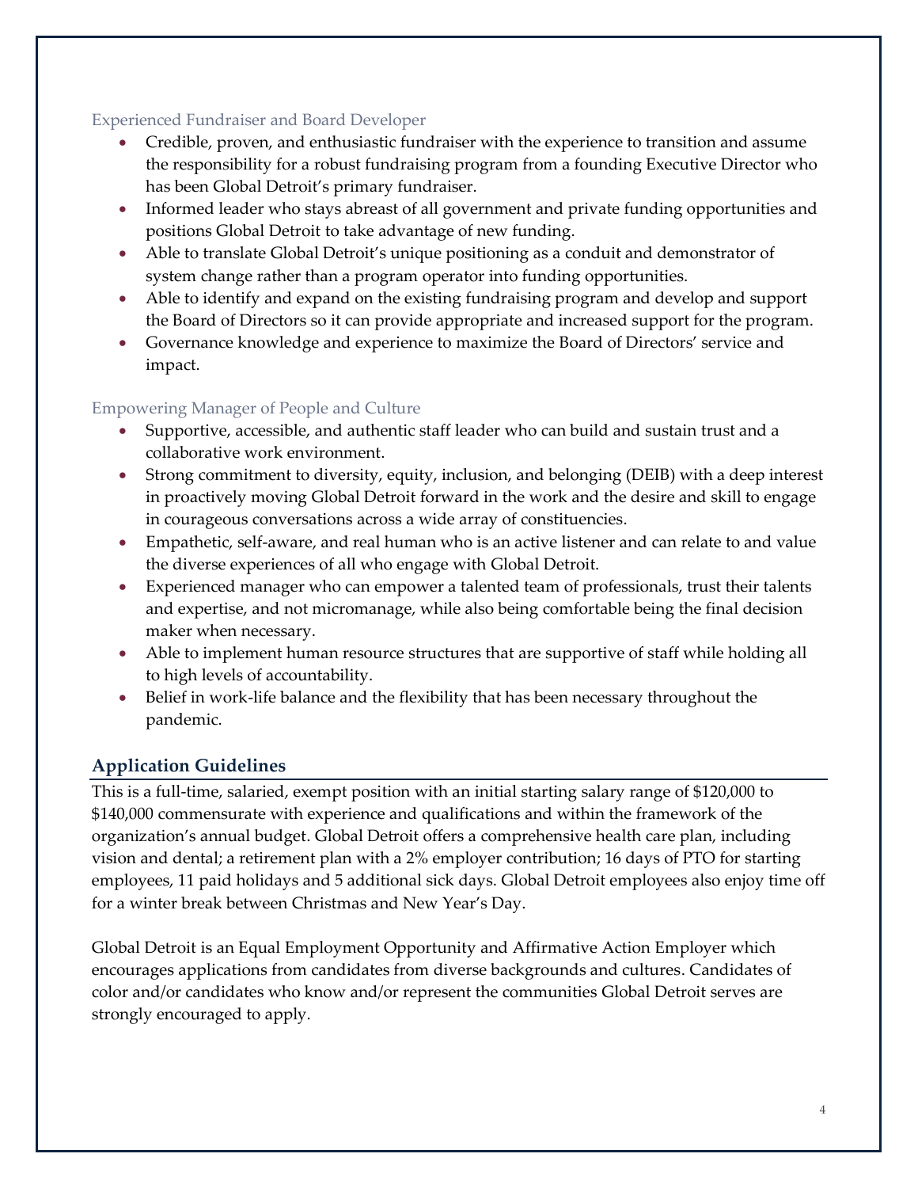### Experienced Fundraiser and Board Developer

- Credible, proven, and enthusiastic fundraiser with the experience to transition and assume the responsibility for a robust fundraising program from a founding Executive Director who has been Global Detroit's primary fundraiser.
- Informed leader who stays abreast of all government and private funding opportunities and positions Global Detroit to take advantage of new funding.
- Able to translate Global Detroit's unique positioning as a conduit and demonstrator of system change rather than a program operator into funding opportunities.
- Able to identify and expand on the existing fundraising program and develop and support the Board of Directors so it can provide appropriate and increased support for the program.
- Governance knowledge and experience to maximize the Board of Directors' service and impact.

### Empowering Manager of People and Culture

- Supportive, accessible, and authentic staff leader who can build and sustain trust and a collaborative work environment.
- Strong commitment to diversity, equity, inclusion, and belonging (DEIB) with a deep interest in proactively moving Global Detroit forward in the work and the desire and skill to engage in courageous conversations across a wide array of constituencies.
- Empathetic, self-aware, and real human who is an active listener and can relate to and value the diverse experiences of all who engage with Global Detroit.
- Experienced manager who can empower a talented team of professionals, trust their talents and expertise, and not micromanage, while also being comfortable being the final decision maker when necessary.
- Able to implement human resource structures that are supportive of staff while holding all to high levels of accountability.
- Belief in work-life balance and the flexibility that has been necessary throughout the pandemic.

## Application Guidelines

This is a full-time, salaried, exempt position with an initial starting salary range of $120,000 to $140,000 commensurate with experience and qualifications and within the framework of the organization's annual budget. Global Detroit offers a comprehensive health care plan, including vision and dental; a retirement plan with a 2% employer contribution; 16 days of PTO for starting employees, 11 paid holidays and 5 additional sick days. Global Detroit employees also enjoy time off for a winter break between Christmas and New Year's Day.

Global Detroit is an Equal Employment Opportunity and Affirmative Action Employer which encourages applications from candidates from diverse backgrounds and cultures. Candidates of color and/or candidates who know and/or represent the communities Global Detroit serves are strongly encouraged to apply.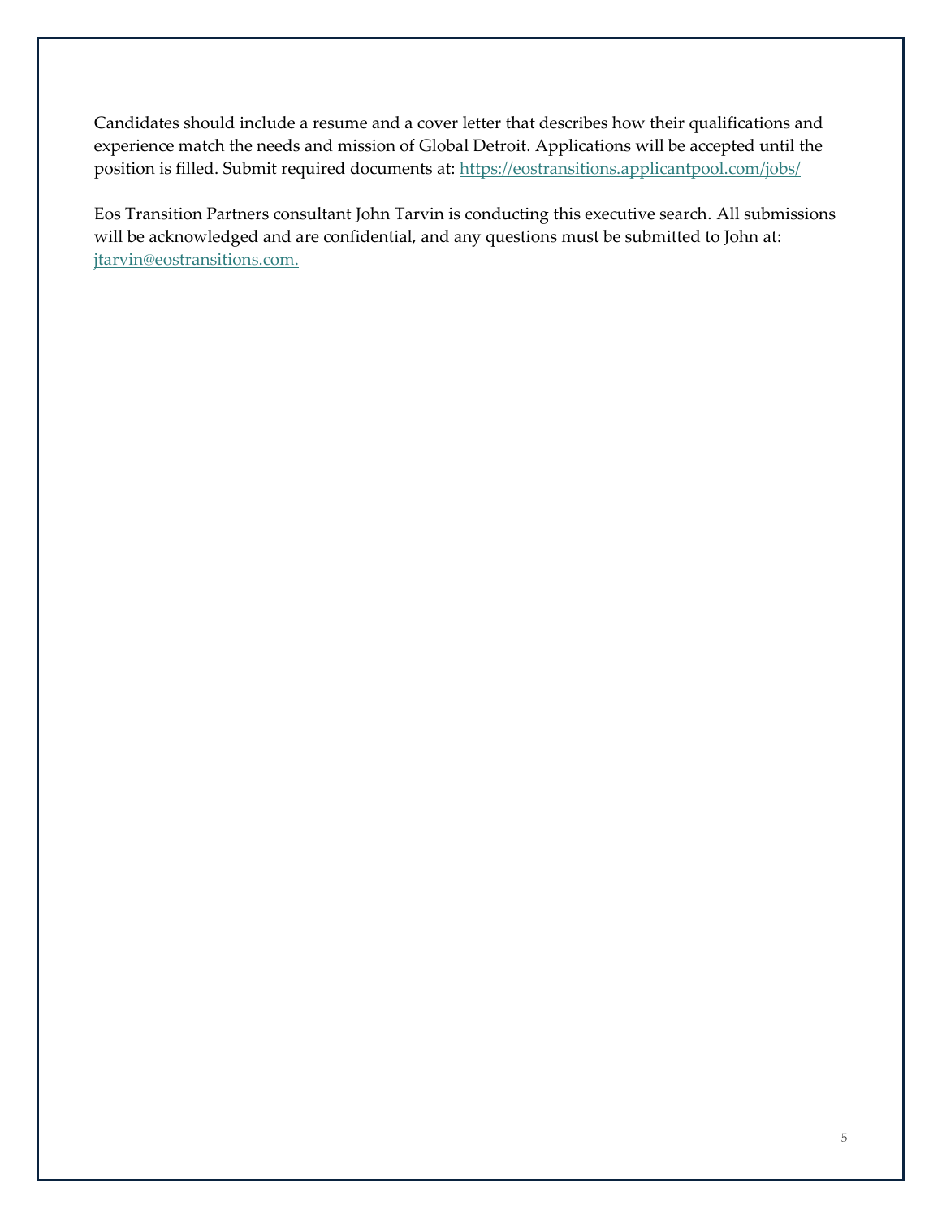Candidates should include a resume and a cover letter that describes how their qualifications and experience match the needs and mission of Global Detroit. Applications will be accepted until the position is filled. Submit required documents at: https://eostransitions.applicantpool.com/jobs/

Eos Transition Partners consultant John Tarvin is conducting this executive search. All submissions will be acknowledged and are confidential, and any questions must be submitted to John at: jtarvin@eostransitions.com.